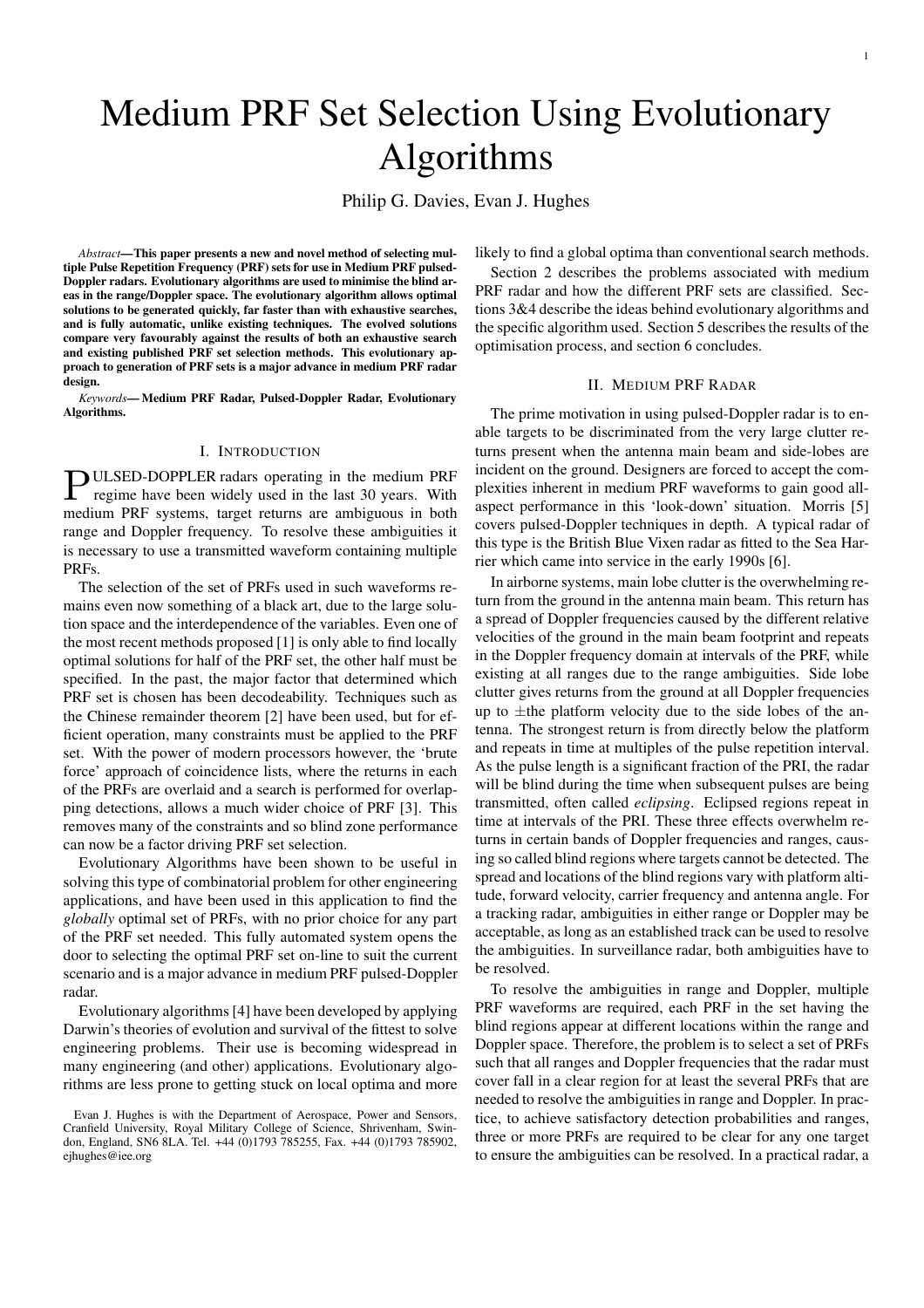# Medium PRF Set Selection Using Evolutionary Algorithms

Philip G. Davies, Evan J. Hughes

***Abstract*—This paper presents a new and novel method of selecting multiple Pulse Repetition Frequency (PRF) sets for use in Medium PRF pulsed-Doppler radars. Evolutionary algorithms are used to minimise the blind areas in the range/Doppler space. The evolutionary algorithm allows optimal solutions to be generated quickly, far faster than with exhaustive searches, and is fully automatic, unlike existing techniques. The evolved solutions compare very favourably against the results of both an exhaustive search and existing published PRF set selection methods. This evolutionary approach to generation of PRF sets is a major advance in medium PRF radar design.**

***Keywords*— Medium PRF Radar, Pulsed-Doppler Radar, Evolutionary Algorithms.**

## I. Introduction

PULSED-DOPPLER radars operating in the medium PRF regime have been widely used in the last 30 years. With medium PRF systems, target returns are ambiguous in both range and Doppler frequency. To resolve these ambiguities it is necessary to use a transmitted waveform containing multiple PRFs.

The selection of the set of PRFs used in such waveforms remains even now something of a black art, due to the large solution space and the interdependence of the variables. Even one of the most recent methods proposed [1] is only able to find locally optimal solutions for half of the PRF set, the other half must be specified. In the past, the major factor that determined which PRF set is chosen has been decodeability. Techniques such as the Chinese remainder theorem [2] have been used, but for efficient operation, many constraints must be applied to the PRF set. With the power of modern processors however, the 'brute force' approach of coincidence lists, where the returns in each of the PRFs are overlaid and a search is performed for overlapping detections, allows a much wider choice of PRF [3]. This removes many of the constraints and so blind zone performance can now be a factor driving PRF set selection.

Evolutionary Algorithms have been shown to be useful in solving this type of combinatorial problem for other engineering applications, and have been used in this application to find the *globally* optimal set of PRFs, with no prior choice for any part of the PRF set needed. This fully automated system opens the door to selecting the optimal PRF set on-line to suit the current scenario and is a major advance in medium PRF pulsed-Doppler radar.

Evolutionary algorithms [4] have been developed by applying Darwin's theories of evolution and survival of the fittest to solve engineering problems. Their use is becoming widespread in many engineering (and other) applications. Evolutionary algorithms are less prone to getting stuck on local optima and more likely to find a global optima than conventional search methods.

Section 2 describes the problems associated with medium PRF radar and how the different PRF sets are classified. Sections 3&4 describe the ideas behind evolutionary algorithms and the specific algorithm used. Section 5 describes the results of the optimisation process, and section 6 concludes.

Evan J. Hughes is with the Department of Aerospace, Power and Sensors, Cranfield University, Royal Military College of Science, Shrivenham, Swindon, England, SN6 8LA. Tel. +44 (0)1793 785255, Fax. +44 (0)1793 785902, ejhughes@iee.org

## II. Medium PRF Radar

The prime motivation in using pulsed-Doppler radar is to enable targets to be discriminated from the very large clutter returns present when the antenna main beam and side-lobes are incident on the ground. Designers are forced to accept the complexities inherent in medium PRF waveforms to gain good all-aspect performance in this 'look-down' situation. Morris [5] covers pulsed-Doppler techniques in depth. A typical radar of this type is the British Blue Vixen radar as fitted to the Sea Harrier which came into service in the early 1990s [6].

In airborne systems, main lobe clutter is the overwhelming return from the ground in the antenna main beam. This return has a spread of Doppler frequencies caused by the different relative velocities of the ground in the main beam footprint and repeats in the Doppler frequency domain at intervals of the PRF, while existing at all ranges due to the range ambiguities. Side lobe clutter gives returns from the ground at all Doppler frequencies up to $\pm$the platform velocity due to the side lobes of the antenna. The strongest return is from directly below the platform and repeats in time at multiples of the pulse repetition interval. As the pulse length is a significant fraction of the PRI, the radar will be blind during the time when subsequent pulses are being transmitted, often called *eclipsing*. Eclipsed regions repeat in time at intervals of the PRI. These three effects overwhelm returns in certain bands of Doppler frequencies and ranges, causing so called blind regions where targets cannot be detected. The spread and locations of the blind regions vary with platform altitude, forward velocity, carrier frequency and antenna angle. For a tracking radar, ambiguities in either range or Doppler may be acceptable, as long as an established track can be used to resolve the ambiguities. In surveillance radar, both ambiguities have to be resolved.

To resolve the ambiguities in range and Doppler, multiple PRF waveforms are required, each PRF in the set having the blind regions appear at different locations within the range and Doppler space. Therefore, the problem is to select a set of PRFs such that all ranges and Doppler frequencies that the radar must cover fall in a clear region for at least the several PRFs that are needed to resolve the ambiguities in range and Doppler. In practice, to achieve satisfactory detection probabilities and ranges, three or more PRFs are required to be clear for any one target to ensure the ambiguities can be resolved. In a practical radar, a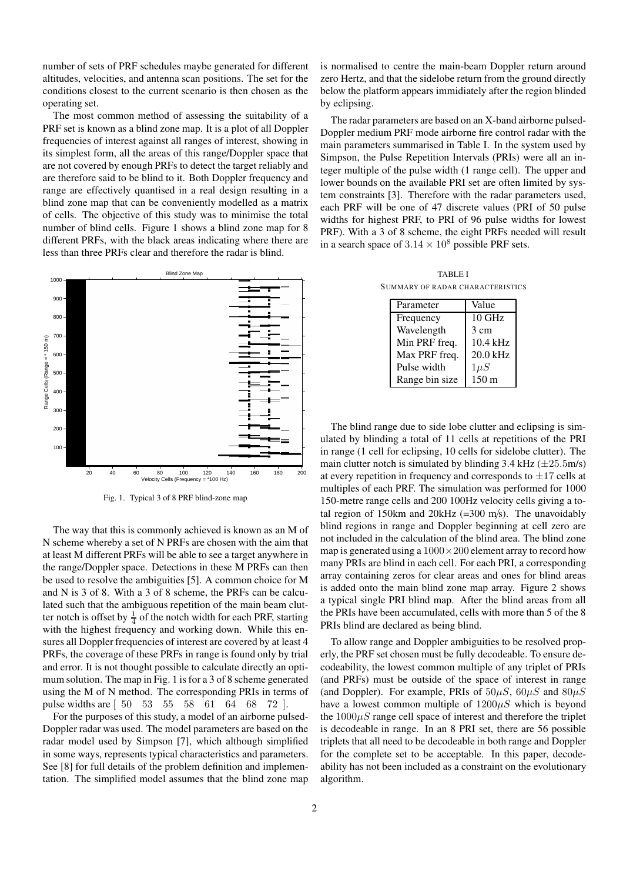number of sets of PRF schedules maybe generated for different altitudes, velocities, and antenna scan positions. The set for the conditions closest to the current scenario is then chosen as the operating set.

The most common method of assessing the suitability of a PRF set is known as a blind zone map. It is a plot of all Doppler frequencies of interest against all ranges of interest, showing in its simplest form, all the areas of this range/Doppler space that are not covered by enough PRFs to detect the target reliably and are therefore said to be blind to it. Both Doppler frequency and range are effectively quantised in a real design resulting in a blind zone map that can be conveniently modelled as a matrix of cells. The objective of this study was to minimise the total number of blind cells. Figure 1 shows a blind zone map for 8 different PRFs, with the black areas indicating where there are less than three PRFs clear and therefore the radar is blind.

Fig. 1. Typical 3 of 8 PRF blind-zone map

The way that this is commonly achieved is known as an M of N scheme whereby a set of N PRFs are chosen with the aim that at least M different PRFs will be able to see a target anywhere in the range/Doppler space. Detections in these M PRFs can then be used to resolve the ambiguities [5]. A common choice for M and N is 3 of 8. With a 3 of 8 scheme, the PRFs can be calculated such that the ambiguous repetition of the main beam clutter notch is offset by $\frac{1}{4}$ of the notch width for each PRF, starting with the highest frequency and working down. While this ensures all Doppler frequencies of interest are covered by at least 4 PRFs, the coverage of these PRFs in range is found only by trial and error. It is not thought possible to calculate directly an optimum solution. The map in Fig. 1 is for a 3 of 8 scheme generated using the M of N method. The corresponding PRIs in terms of pulse widths are [ 50 53 55 58 61 64 68 72 ].

For the purposes of this study, a model of an airborne pulsed-Doppler radar was used. The model parameters are based on the radar model used by Simpson [7], which although simplified in some ways, represents typical characteristics and parameters. See [8] for full details of the problem definition and implementation. The simplified model assumes that the blind zone map is normalised to centre the main-beam Doppler return around zero Hertz, and that the sidelobe return from the ground directly below the platform appears immidiately after the region blinded by eclipsing.

The radar parameters are based on an X-band airborne pulsed-Doppler medium PRF mode airborne fire control radar with the main parameters summarised in Table I. In the system used by Simpson, the Pulse Repetition Intervals (PRIs) were all an integer multiple of the pulse width (1 range cell). The upper and lower bounds on the available PRI set are often limited by system constraints [3]. Therefore with the radar parameters used, each PRF will be one of 47 discrete values (PRI of 50 pulse widths for highest PRF, to PRI of 96 pulse widths for lowest PRF). With a 3 of 8 scheme, the eight PRFs needed will result in a search space of $3.14 \times 10^8$ possible PRF sets.

TABLE I
SUMMARY OF RADAR CHARACTERISTICS

| Parameter | Value |
|---|---|
| Frequency | 10 GHz |
| Wavelength | 3 cm |
| Min PRF freq. | 10.4 kHz |
| Max PRF freq. | 20.0 kHz |
| Pulse width | $1\mu S$ |
| Range bin size | 150 m |

The blind range due to side lobe clutter and eclipsing is simulated by blinding a total of 11 cells at repetitions of the PRI in range (1 cell for eclipsing, 10 cells for sidelobe clutter). The main clutter notch is simulated by blinding 3.4 kHz ($\pm 25.5$m/s) at every repetition in frequency and corresponds to $\pm 17$ cells at multiples of each PRF. The simulation was performed for 1000 150-metre range cells and 200 100Hz velocity cells giving a total region of 150km and 20kHz (=300 m/s). The unavoidably blind regions in range and Doppler beginning at cell zero are not included in the calculation of the blind area. The blind zone map is generated using a $1000 \times 200$ element array to record how many PRIs are blind in each cell. For each PRI, a corresponding array containing zeros for clear areas and ones for blind areas is added onto the main blind zone map array. Figure 2 shows a typical single PRI blind map. After the blind areas from all the PRIs have been accumulated, cells with more than 5 of the 8 PRIs blind are declared as being blind.

To allow range and Doppler ambiguities to be resolved properly, the PRF set chosen must be fully decodeable. To ensure decodeability, the lowest common multiple of any triplet of PRIs (and PRFs) must be outside of the space of interest in range (and Doppler). For example, PRIs of $50\mu S$, $60\mu S$ and $80\mu S$ have a lowest common multiple of $1200\mu S$ which is beyond the $1000\mu S$ range cell space of interest and therefore the triplet is decodeable in range. In an 8 PRI set, there are 56 possible triplets that all need to be decodeable in both range and Doppler for the complete set to be acceptable. In this paper, decodeability has not been included as a constraint on the evolutionary algorithm.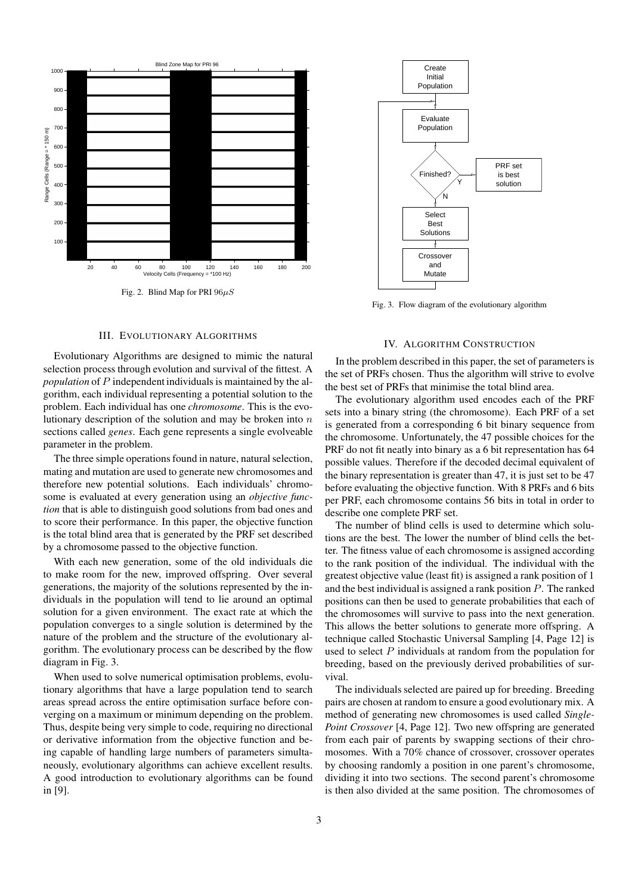Fig. 2. Blind Map for PRI $96\mu S$

Fig. 3. Flow diagram of the evolutionary algorithm

## III. Evolutionary Algorithms

Evolutionary Algorithms are designed to mimic the natural selection process through evolution and survival of the fittest. A *population* of $P$ independent individuals is maintained by the algorithm, each individual representing a potential solution to the problem. Each individual has one *chromosome*. This is the evolutionary description of the solution and may be broken into $n$ sections called *genes*. Each gene represents a single evolveable parameter in the problem.

The three simple operations found in nature, natural selection, mating and mutation are used to generate new chromosomes and therefore new potential solutions. Each individuals' chromosome is evaluated at every generation using an *objective function* that is able to distinguish good solutions from bad ones and to score their performance. In this paper, the objective function is the total blind area that is generated by the PRF set described by a chromosome passed to the objective function.

With each new generation, some of the old individuals die to make room for the new, improved offspring. Over several generations, the majority of the solutions represented by the individuals in the population will tend to lie around an optimal solution for a given environment. The exact rate at which the population converges to a single solution is determined by the nature of the problem and the structure of the evolutionary algorithm. The evolutionary process can be described by the flow diagram in Fig. 3.

When used to solve numerical optimisation problems, evolutionary algorithms that have a large population tend to search areas spread across the entire optimisation surface before converging on a maximum or minimum depending on the problem. Thus, despite being very simple to code, requiring no directional or derivative information from the objective function and being capable of handling large numbers of parameters simultaneously, evolutionary algorithms can achieve excellent results. A good introduction to evolutionary algorithms can be found in [9].

## IV. Algorithm Construction

In the problem described in this paper, the set of parameters is the set of PRFs chosen. Thus the algorithm will strive to evolve the best set of PRFs that minimise the total blind area.

The evolutionary algorithm used encodes each of the PRF sets into a binary string (the chromosome). Each PRF of a set is generated from a corresponding 6 bit binary sequence from the chromosome. Unfortunately, the 47 possible choices for the PRF do not fit neatly into binary as a 6 bit representation has 64 possible values. Therefore if the decoded decimal equivalent of the binary representation is greater than 47, it is just set to be 47 before evaluating the objective function. With 8 PRFs and 6 bits per PRF, each chromosome contains 56 bits in total in order to describe one complete PRF set.

The number of blind cells is used to determine which solutions are the best. The lower the number of blind cells the better. The fitness value of each chromosome is assigned according to the rank position of the individual. The individual with the greatest objective value (least fit) is assigned a rank position of 1 and the best individual is assigned a rank position $P$. The ranked positions can then be used to generate probabilities that each of the chromosomes will survive to pass into the next generation. This allows the better solutions to generate more offspring. A technique called Stochastic Universal Sampling [4, Page 12] is used to select $P$ individuals at random from the population for breeding, based on the previously derived probabilities of survival.

The individuals selected are paired up for breeding. Breeding pairs are chosen at random to ensure a good evolutionary mix. A method of generating new chromosomes is used called *Single-Point Crossover* [4, Page 12]. Two new offspring are generated from each pair of parents by swapping sections of their chromosomes. With a 70% chance of crossover, crossover operates by choosing randomly a position in one parent's chromosome, dividing it into two sections. The second parent's chromosome is then also divided at the same position. The chromosomes of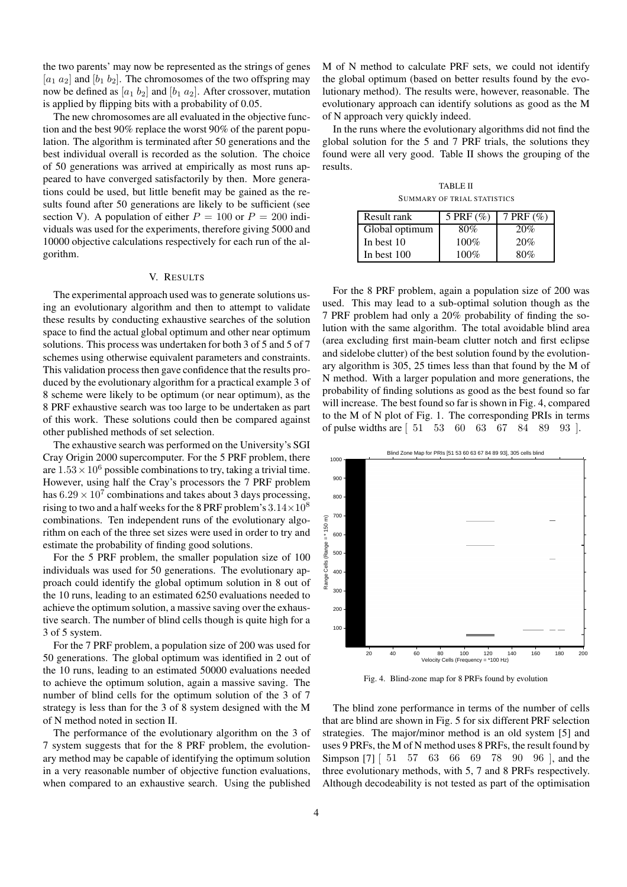the two parents' may now be represented as the strings of genes $[a_1\ a_2]$ and $[b_1\ b_2]$. The chromosomes of the two offspring may now be defined as $[a_1\ b_2]$ and $[b_1\ a_2]$. After crossover, mutation is applied by flipping bits with a probability of 0.05.

The new chromosomes are all evaluated in the objective function and the best 90% replace the worst 90% of the parent population. The algorithm is terminated after 50 generations and the best individual overall is recorded as the solution. The choice of 50 generations was arrived at empirically as most runs appeared to have converged satisfactorily by then. More generations could be used, but little benefit may be gained as the results found after 50 generations are likely to be sufficient (see section V). A population of either $P = 100$ or $P = 200$ individuals was used for the experiments, therefore giving 5000 and 10000 objective calculations respectively for each run of the algorithm.

## V. Results

The experimental approach used was to generate solutions using an evolutionary algorithm and then to attempt to validate these results by conducting exhaustive searches of the solution space to find the actual global optimum and other near optimum solutions. This process was undertaken for both 3 of 5 and 5 of 7 schemes using otherwise equivalent parameters and constraints. This validation process then gave confidence that the results produced by the evolutionary algorithm for a practical example 3 of 8 scheme were likely to be optimum (or near optimum), as the 8 PRF exhaustive search was too large to be undertaken as part of this work. These solutions could then be compared against other published methods of set selection.

The exhaustive search was performed on the University's SGI Cray Origin 2000 supercomputer. For the 5 PRF problem, there are $1.53 \times 10^6$ possible combinations to try, taking a trivial time. However, using half the Cray's processors the 7 PRF problem has $6.29 \times 10^7$ combinations and takes about 3 days processing, rising to two and a half weeks for the 8 PRF problem's $3.14 \times 10^8$ combinations. Ten independent runs of the evolutionary algorithm on each of the three set sizes were used in order to try and estimate the probability of finding good solutions.

For the 5 PRF problem, the smaller population size of 100 individuals was used for 50 generations. The evolutionary approach could identify the global optimum solution in 8 out of the 10 runs, leading to an estimated 6250 evaluations needed to achieve the optimum solution, a massive saving over the exhaustive search. The number of blind cells though is quite high for a 3 of 5 system.

For the 7 PRF problem, a population size of 200 was used for 50 generations. The global optimum was identified in 2 out of the 10 runs, leading to an estimated 50000 evaluations needed to achieve the optimum solution, again a massive saving. The number of blind cells for the optimum solution of the 3 of 7 strategy is less than for the 3 of 8 system designed with the M of N method noted in section II.

The performance of the evolutionary algorithm on the 3 of 7 system suggests that for the 8 PRF problem, the evolutionary method may be capable of identifying the optimum solution in a very reasonable number of objective function evaluations, when compared to an exhaustive search. Using the published M of N method to calculate PRF sets, we could not identify the global optimum (based on better results found by the evolutionary method). The results were, however, reasonable. The evolutionary approach can identify solutions as good as the M of N approach very quickly indeed.

In the runs where the evolutionary algorithms did not find the global solution for the 5 and 7 PRF trials, the solutions they found were all very good. Table II shows the grouping of the results.

TABLE II
Summary of Trial Statistics

| Result rank | 5 PRF (%) | 7 PRF (%) |
|---|---|---|
| Global optimum | 80% | 20% |
| In best 10 | 100% | 20% |
| In best 100 | 100% | 80% |

For the 8 PRF problem, again a population size of 200 was used. This may lead to a sub-optimal solution though as the 7 PRF problem had only a 20% probability of finding the solution with the same algorithm. The total avoidable blind area (area excluding first main-beam clutter notch and first eclipse and sidelobe clutter) of the best solution found by the evolutionary algorithm is 305, 25 times less than that found by the M of N method. With a larger population and more generations, the probability of finding solutions as good as the best found so far will increase. The best found so far is shown in Fig. 4, compared to the M of N plot of Fig. 1. The corresponding PRIs in terms of pulse widths are $[\ 51 \quad 53 \quad 60 \quad 63 \quad 67 \quad 84 \quad 89 \quad 93\ ]$.

Fig. 4. Blind-zone map for 8 PRFs found by evolution

The blind zone performance in terms of the number of cells that are blind are shown in Fig. 5 for six different PRF selection strategies. The major/minor method is an old system [5] and uses 9 PRFs, the M of N method uses 8 PRFs, the result found by Simpson [7] $[\ 51 \quad 57 \quad 63 \quad 66 \quad 69 \quad 78 \quad 90 \quad 96\ ]$, and the three evolutionary methods, with 5, 7 and 8 PRFs respectively. Although decodeability is not tested as part of the optimisation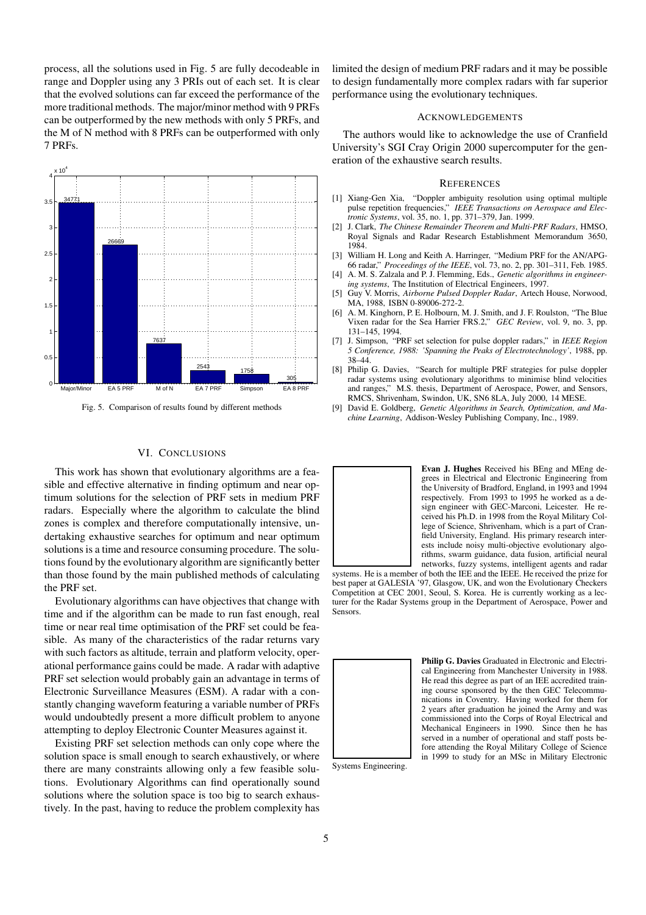process, all the solutions used in Fig. 5 are fully decodeable in range and Doppler using any 3 PRIs out of each set. It is clear that the evolved solutions can far exceed the performance of the more traditional methods. The major/minor method with 9 PRFs can be outperformed by the new methods with only 5 PRFs, and the M of N method with 8 PRFs can be outperformed with only 7 PRFs.

x 10^4

4

3.5

3

2.5

2

1.5

1

0.5

0

34771

26669

7637

2543

1758

305

Major/Minor

EA 5 PRF

M of N

EA 7 PRF

Simpson

EA 8 PRF

Fig. 5. Comparison of results found by different methods

## VI. Conclusions

This work has shown that evolutionary algorithms are a feasible and effective alternative in finding optimum and near optimum solutions for the selection of PRF sets in medium PRF radars. Especially where the algorithm to calculate the blind zones is complex and therefore computationally intensive, undertaking exhaustive searches for optimum and near optimum solutions is a time and resource consuming procedure. The solutions found by the evolutionary algorithm are significantly better than those found by the main published methods of calculating the PRF set.

Evolutionary algorithms can have objectives that change with time and if the algorithm can be made to run fast enough, real time or near real time optimisation of the PRF set could be feasible. As many of the characteristics of the radar returns vary with such factors as altitude, terrain and platform velocity, operational performance gains could be made. A radar with adaptive PRF set selection would probably gain an advantage in terms of Electronic Surveillance Measures (ESM). A radar with a constantly changing waveform featuring a variable number of PRFs would undoubtedly present a more difficult problem to anyone attempting to deploy Electronic Counter Measures against it.

Existing PRF set selection methods can only cope where the solution space is small enough to search exhaustively, or where there are many constraints allowing only a few feasible solutions. Evolutionary Algorithms can find operationally sound solutions where the solution space is too big to search exhaustively. In the past, having to reduce the problem complexity has limited the design of medium PRF radars and it may be possible to design fundamentally more complex radars with far superior performance using the evolutionary techniques.

## Acknowledgements

The authors would like to acknowledge the use of Cranfield University's SGI Cray Origin 2000 supercomputer for the generation of the exhaustive search results.

## References

[1] Xiang-Gen Xia, "Doppler ambiguity resolution using optimal multiple pulse repetition frequencies," *IEEE Transactions on Aerospace and Electronic Systems*, vol. 35, no. 1, pp. 371–379, Jan. 1999.

[2] J. Clark, *The Chinese Remainder Theorem and Multi-PRF Radars*, HMSO, Royal Signals and Radar Research Establishment Memorandum 3650, 1984.

[3] William H. Long and Keith A. Harringer, "Medium PRF for the AN/APG-66 radar," *Proceedings of the IEEE*, vol. 73, no. 2, pp. 301–311, Feb. 1985.

[4] A. M. S. Zalzala and P. J. Flemming, Eds., *Genetic algorithms in engineering systems*, The Institution of Electrical Engineers, 1997.

[5] Guy V. Morris, *Airborne Pulsed Doppler Radar*, Artech House, Norwood, MA, 1988, ISBN 0-89006-272-2.

[6] A. M. Kinghorn, P. E. Holbourn, M. J. Smith, and J. F. Roulston, "The Blue Vixen radar for the Sea Harrier FRS.2," *GEC Review*, vol. 9, no. 3, pp. 131–145, 1994.

[7] J. Simpson, "PRF set selection for pulse doppler radars," in *IEEE Region 5 Conference, 1988: 'Spanning the Peaks of Electrotechnology'*, 1988, pp. 38–44.

[8] Philip G. Davies, "Search for multiple PRF strategies for pulse doppler radar systems using evolutionary algorithms to minimise blind velocities and ranges," M.S. thesis, Department of Aerospace, Power, and Sensors, RMCS, Shrivenham, Swindon, UK, SN6 8LA, July 2000, 14 MESE.

[9] David E. Goldberg, *Genetic Algorithms in Search, Optimization, and Machine Learning*, Addison-Wesley Publishing Company, Inc., 1989.

**Evan J. Hughes** Received his BEng and MEng degrees in Electrical and Electronic Engineering from the University of Bradford, England, in 1993 and 1994 respectively. From 1993 to 1995 he worked as a design engineer with GEC-Marconi, Leicester. He received his Ph.D. in 1998 from the Royal Military College of Science, Shrivenham, which is a part of Cranfield University, England. His primary research interests include noisy multi-objective evolutionary algorithms, swarm guidance, data fusion, artificial neural networks, fuzzy systems, intelligent agents and radar systems. He is a member of both the IEE and the IEEE. He received the prize for best paper at GALESIA '97, Glasgow, UK, and won the Evolutionary Checkers Competition at CEC 2001, Seoul, S. Korea. He is currently working as a lecturer for the Radar Systems group in the Department of Aerospace, Power and Sensors.

**Philip G. Davies** Graduated in Electronic and Electrical Engineering from Manchester University in 1988. He read this degree as part of an IEE accredited training course sponsored by the then GEC Telecommunications in Coventry. Having worked for them for 2 years after graduation he joined the Army and was commissioned into the Corps of Royal Electrical and Mechanical Engineers in 1990. Since then he has served in a number of operational and staff posts before attending the Royal Military College of Science in 1999 to study for an MSc in Military Electronic Systems Engineering.